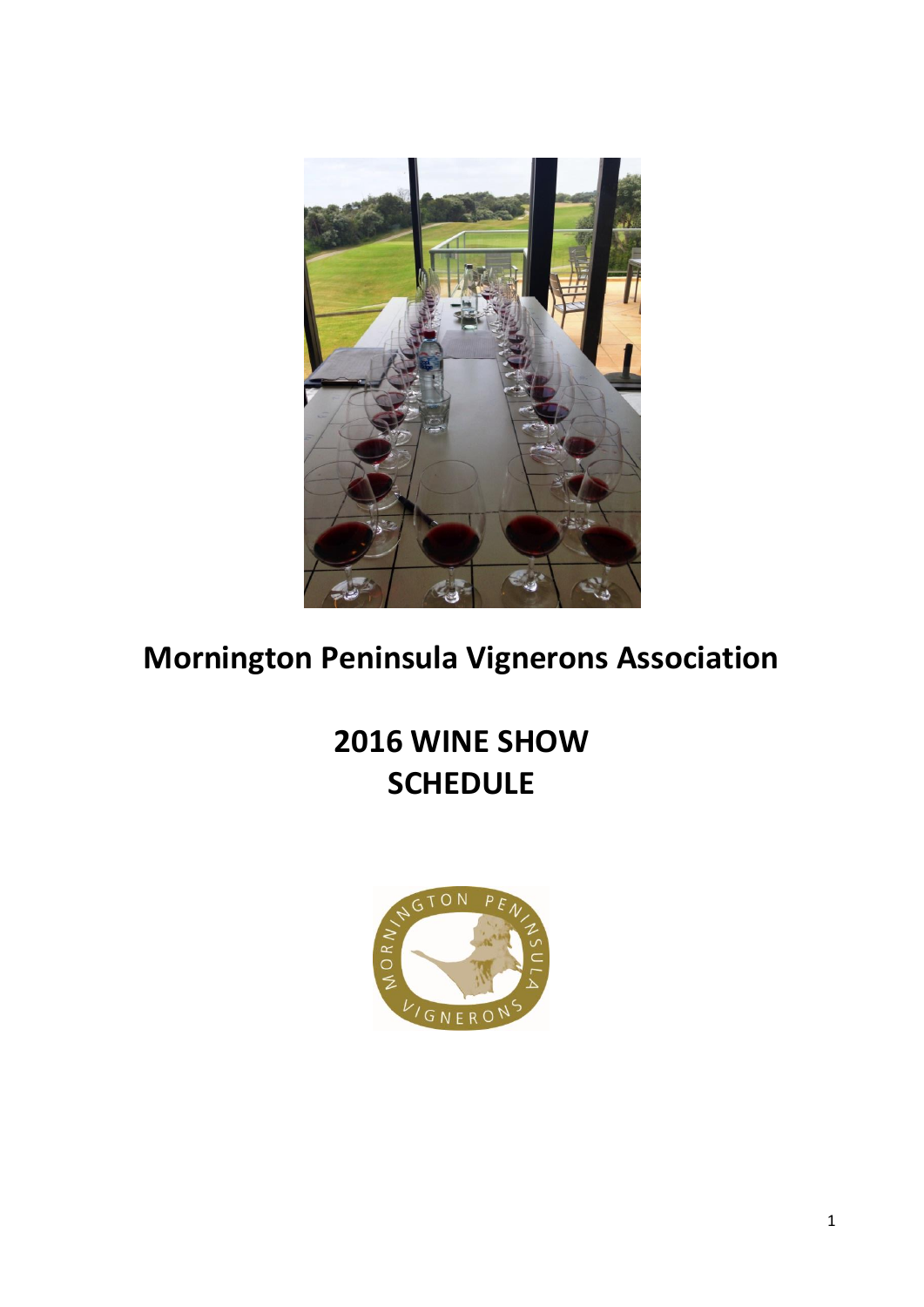# Mornington Peninsula Vignerons Association

# 2016 WINE SHOW SCHEDULE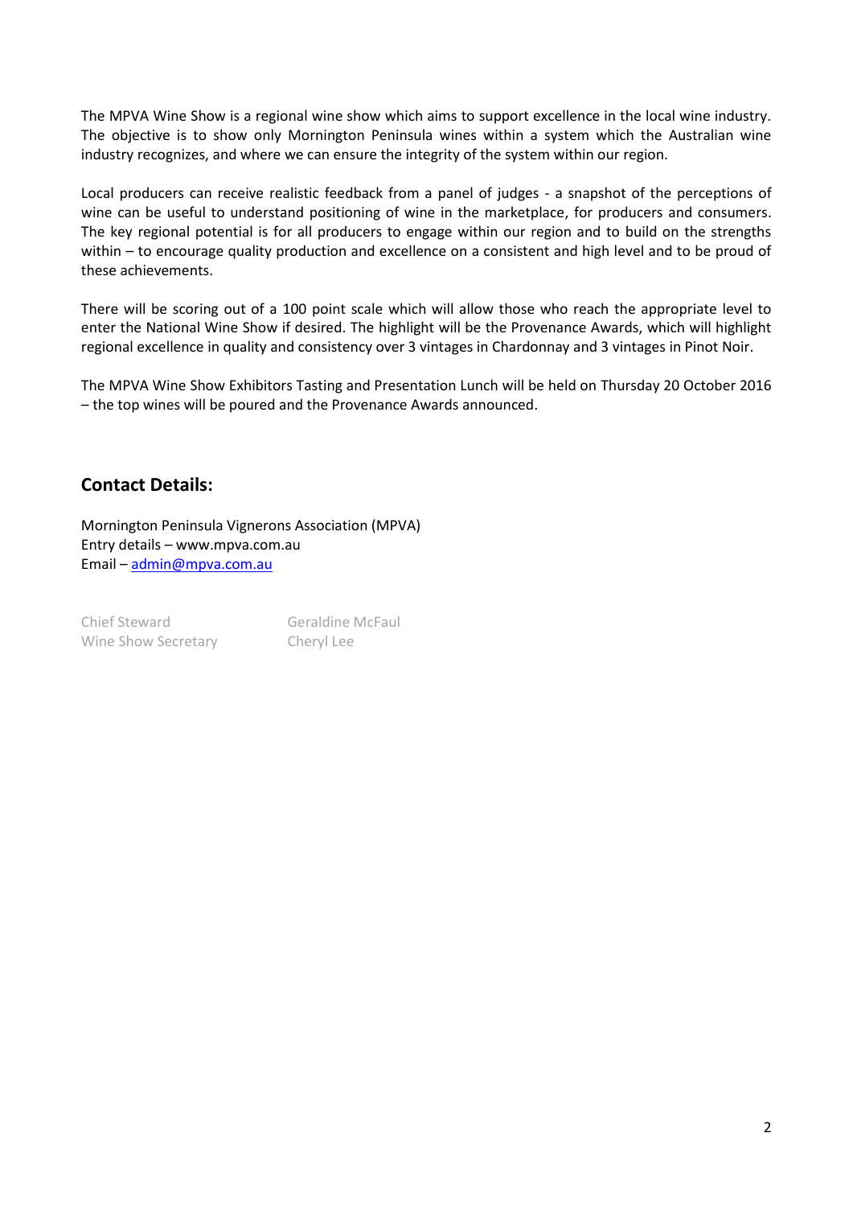The MPVA Wine Show is a regional wine show which aims to support excellence in the local wine industry. The objective is to show only Mornington Peninsula wines within a system which the Australian wine industry recognizes, and where we can ensure the integrity of the system within our region.

Local producers can receive realistic feedback from a panel of judges - a snapshot of the perceptions of wine can be useful to understand positioning of wine in the marketplace, for producers and consumers. The key regional potential is for all producers to engage within our region and to build on the strengths within – to encourage quality production and excellence on a consistent and high level and to be proud of these achievements.

There will be scoring out of a 100 point scale which will allow those who reach the appropriate level to enter the National Wine Show if desired. The highlight will be the Provenance Awards, which will highlight regional excellence in quality and consistency over 3 vintages in Chardonnay and 3 vintages in Pinot Noir.

The MPVA Wine Show Exhibitors Tasting and Presentation Lunch will be held on Thursday 20 October 2016 – the top wines will be poured and the Provenance Awards announced.

## Contact Details:

Mornington Peninsula Vignerons Association (MPVA)
Entry details – www.mpva.com.au
Email – admin@mpva.com.au

| | |
|---|---|
| Chief Steward | Geraldine McFaul |
| Wine Show Secretary | Cheryl Lee |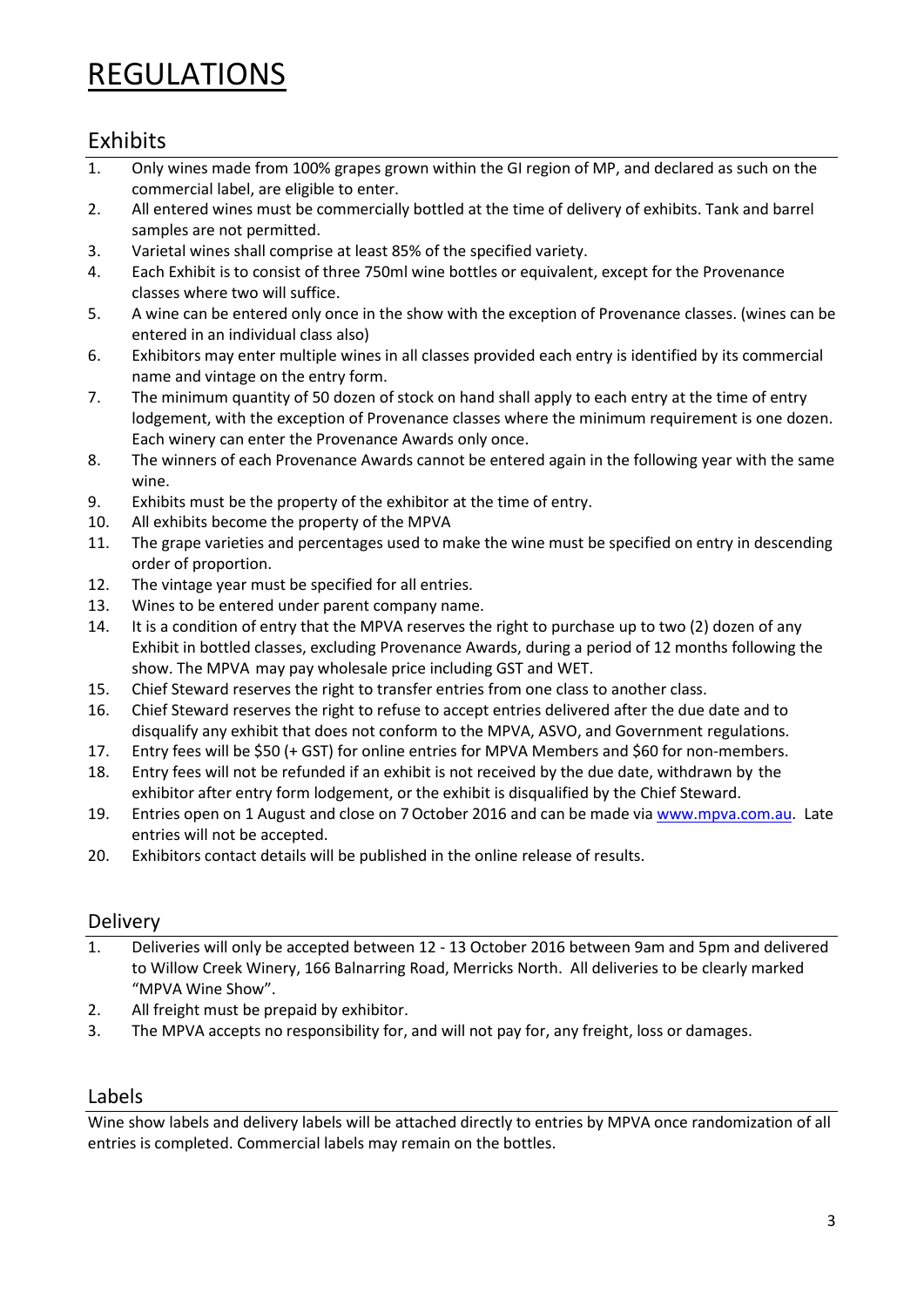# REGULATIONS

## Exhibits

1. Only wines made from 100% grapes grown within the GI region of MP, and declared as such on the commercial label, are eligible to enter.
2. All entered wines must be commercially bottled at the time of delivery of exhibits. Tank and barrel samples are not permitted.
3. Varietal wines shall comprise at least 85% of the specified variety.
4. Each Exhibit is to consist of three 750ml wine bottles or equivalent, except for the Provenance classes where two will suffice.
5. A wine can be entered only once in the show with the exception of Provenance classes. (wines can be entered in an individual class also)
6. Exhibitors may enter multiple wines in all classes provided each entry is identified by its commercial name and vintage on the entry form.
7. The minimum quantity of 50 dozen of stock on hand shall apply to each entry at the time of entry lodgement, with the exception of Provenance classes where the minimum requirement is one dozen. Each winery can enter the Provenance Awards only once.
8. The winners of each Provenance Awards cannot be entered again in the following year with the same wine.
9. Exhibits must be the property of the exhibitor at the time of entry.
10. All exhibits become the property of the MPVA
11. The grape varieties and percentages used to make the wine must be specified on entry in descending order of proportion.
12. The vintage year must be specified for all entries.
13. Wines to be entered under parent company name.
14. It is a condition of entry that the MPVA reserves the right to purchase up to two (2) dozen of any Exhibit in bottled classes, excluding Provenance Awards, during a period of 12 months following the show. The MPVA may pay wholesale price including GST and WET.
15. Chief Steward reserves the right to transfer entries from one class to another class.
16. Chief Steward reserves the right to refuse to accept entries delivered after the due date and to disqualify any exhibit that does not conform to the MPVA, ASVO, and Government regulations.
17. Entry fees will be $50 (+ GST) for online entries for MPVA Members and $60 for non-members.
18. Entry fees will not be refunded if an exhibit is not received by the due date, withdrawn by the exhibitor after entry form lodgement, or the exhibit is disqualified by the Chief Steward.
19. Entries open on 1 August and close on 7 October 2016 and can be made via www.mpva.com.au. Late entries will not be accepted.
20. Exhibitors contact details will be published in the online release of results.

## Delivery

1. Deliveries will only be accepted between 12 - 13 October 2016 between 9am and 5pm and delivered to Willow Creek Winery, 166 Balnarring Road, Merricks North. All deliveries to be clearly marked "MPVA Wine Show".
2. All freight must be prepaid by exhibitor.
3. The MPVA accepts no responsibility for, and will not pay for, any freight, loss or damages.

## Labels

Wine show labels and delivery labels will be attached directly to entries by MPVA once randomization of all entries is completed. Commercial labels may remain on the bottles.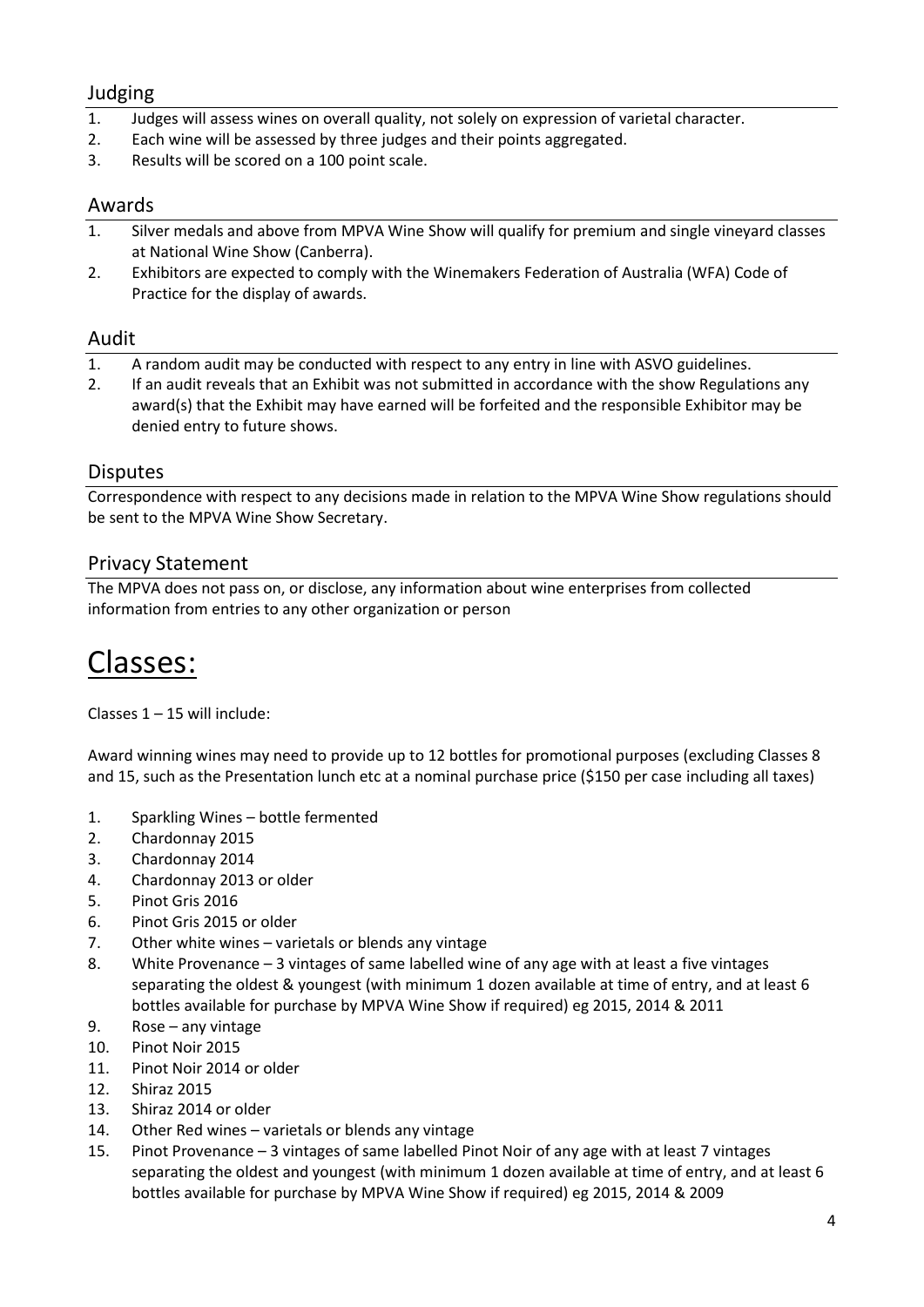## Judging

1. Judges will assess wines on overall quality, not solely on expression of varietal character.
2. Each wine will be assessed by three judges and their points aggregated.
3. Results will be scored on a 100 point scale.

## Awards

1. Silver medals and above from MPVA Wine Show will qualify for premium and single vineyard classes at National Wine Show (Canberra).
2. Exhibitors are expected to comply with the Winemakers Federation of Australia (WFA) Code of Practice for the display of awards.

## Audit

1. A random audit may be conducted with respect to any entry in line with ASVO guidelines.
2. If an audit reveals that an Exhibit was not submitted in accordance with the show Regulations any award(s) that the Exhibit may have earned will be forfeited and the responsible Exhibitor may be denied entry to future shows.

## Disputes

Correspondence with respect to any decisions made in relation to the MPVA Wine Show regulations should be sent to the MPVA Wine Show Secretary.

## Privacy Statement

The MPVA does not pass on, or disclose, any information about wine enterprises from collected information from entries to any other organization or person

# Classes:

Classes 1 – 15 will include:

Award winning wines may need to provide up to 12 bottles for promotional purposes (excluding Classes 8 and 15, such as the Presentation lunch etc at a nominal purchase price ($150 per case including all taxes)

1. Sparkling Wines – bottle fermented
2. Chardonnay 2015
3. Chardonnay 2014
4. Chardonnay 2013 or older
5. Pinot Gris 2016
6. Pinot Gris 2015 or older
7. Other white wines – varietals or blends any vintage
8. White Provenance – 3 vintages of same labelled wine of any age with at least a five vintages separating the oldest & youngest (with minimum 1 dozen available at time of entry, and at least 6 bottles available for purchase by MPVA Wine Show if required) eg 2015, 2014 & 2011
9. Rose – any vintage
10. Pinot Noir 2015
11. Pinot Noir 2014 or older
12. Shiraz 2015
13. Shiraz 2014 or older
14. Other Red wines – varietals or blends any vintage
15. Pinot Provenance – 3 vintages of same labelled Pinot Noir of any age with at least 7 vintages separating the oldest and youngest (with minimum 1 dozen available at time of entry, and at least 6 bottles available for purchase by MPVA Wine Show if required) eg 2015, 2014 & 2009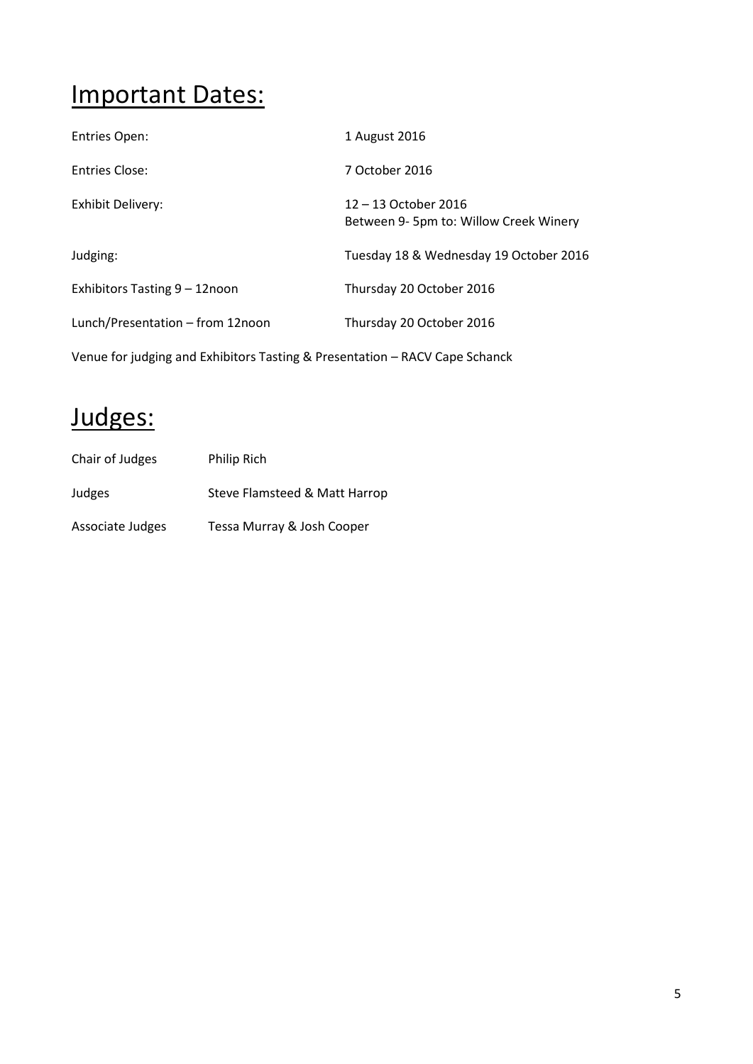# Important Dates:

| | |
|---|---|
| Entries Open: | 1 August 2016 |
| Entries Close: | 7 October 2016 |
| Exhibit Delivery: | 12 – 13 October 2016<br>Between 9- 5pm to: Willow Creek Winery |
| Judging: | Tuesday 18 & Wednesday 19 October 2016 |
| Exhibitors Tasting 9 – 12noon | Thursday 20 October 2016 |
| Lunch/Presentation – from 12noon | Thursday 20 October 2016 |

Venue for judging and Exhibitors Tasting & Presentation – RACV Cape Schanck

# Judges:

| | |
|---|---|
| Chair of Judges | Philip Rich |
| Judges | Steve Flamsteed & Matt Harrop |
| Associate Judges | Tessa Murray & Josh Cooper |